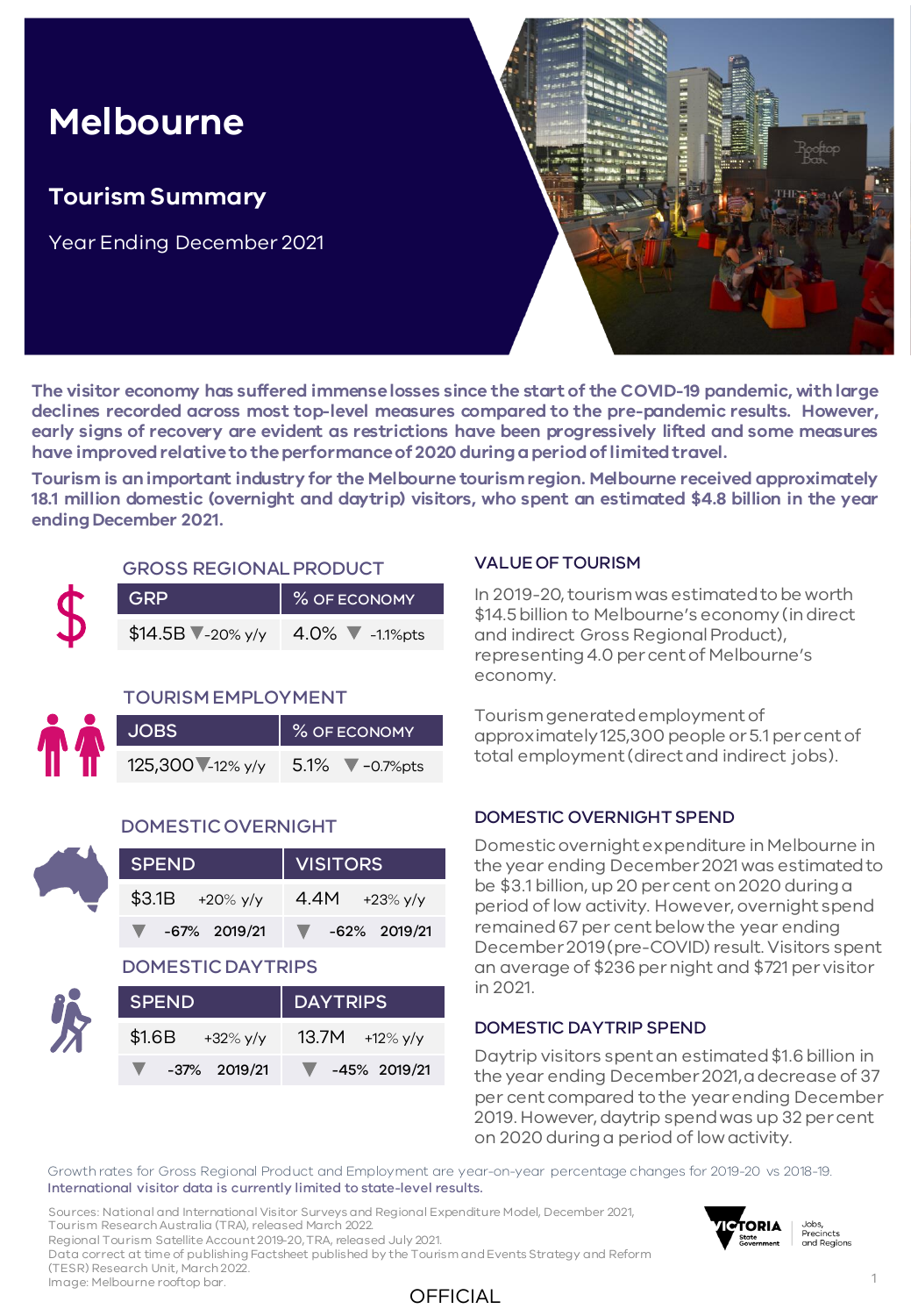# Melbourne

## Tourism Summary

Year Ending December 2021

**The visitor economy has suffered immense losses since the start of the COVID-19 pandemic, with large declines recorded across most top-level measures compared to the pre-pandemic results. However, early signs of recovery are evident as restrictions have been progressively lifted and some measures have improved relative to the performance of 2020 during a period of limited travel.**

**Tourism is an important industry for the Melbourne tourism region. Melbourne received approximately 18.1 million domestic (overnight and daytrip) visitors, who spent an estimated $4.8 billion in the year ending December 2021.**

### GROSS REGIONAL PRODUCT

| GRP | % OF ECONOMY |
|---|---|
| $14.5B ▼-20% y/y | 4.0% ▼ -1.1%pts |

### TOURISM EMPLOYMENT

| JOBS | % OF ECONOMY |
|---|---|
| 125,300 ▼-12% y/y | 5.1% ▼ -0.7%pts |

### DOMESTIC OVERNIGHT

| SPEND | VISITORS |
|---|---|
| $3.1B +20% y/y | 4.4M +23% y/y |
| ▼ -67% 2019/21 | ▼ -62% 2019/21 |

### DOMESTIC DAYTRIPS

| SPEND | DAYTRIPS |
|---|---|
| $1.6B +32% y/y | 13.7M +12% y/y |
| ▼ -37% 2019/21 | ▼ -45% 2019/21 |

### VALUE OF TOURISM

In 2019-20, tourism was estimated to be worth $14.5 billion to Melbourne's economy (in direct and indirect Gross Regional Product), representing 4.0 per cent of Melbourne's economy.

Tourism generated employment of approximately 125,300 people or 5.1 per cent of total employment (direct and indirect jobs).

### DOMESTIC OVERNIGHT SPEND

Domestic overnight expenditure in Melbourne in the year ending December 2021 was estimated to be $3.1 billion, up 20 per cent on 2020 during a period of low activity. However, overnight spend remained 67 per cent below the year ending December 2019 (pre-COVID) result. Visitors spent an average of $236 per night and $721 per visitor in 2021.

### DOMESTIC DAYTRIP SPEND

Daytrip visitors spent an estimated $1.6 billion in the year ending December 2021, a decrease of 37 per cent compared to the year ending December 2019. However, daytrip spend was up 32 per cent on 2020 during a period of low activity.

Growth rates for Gross Regional Product and Employment are year-on-year percentage changes for 2019-20 vs 2018-19.
International visitor data is currently limited to state-level results.

Sources: National and International Visitor Surveys and Regional Expenditure Model, December 2021, Tourism Research Australia (TRA), released March 2022.
Regional Tourism Satellite Account 2019-20, TRA, released July 2021.
Data correct at time of publishing Factsheet published by the Tourism and Events Strategy and Reform (TESR) Research Unit, March 2022.
Image: Melbourne rooftop bar.

OFFICIAL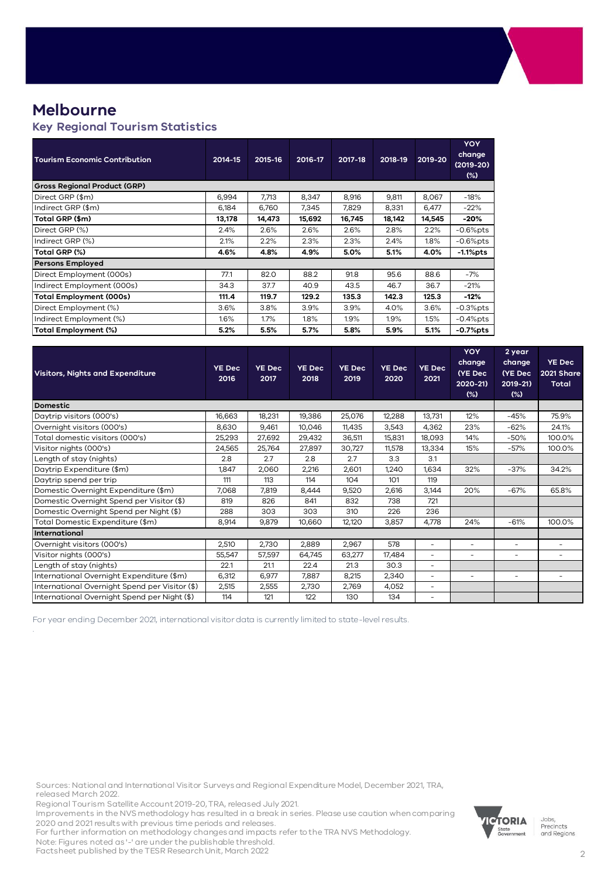# Melbourne

## Key Regional Tourism Statistics

| Tourism Economic Contribution | 2014-15 | 2015-16 | 2016-17 | 2017-18 | 2018-19 | 2019-20 | YOY change (2019-20) (%) |
|---|---|---|---|---|---|---|---|
| **Gross Regional Product (GRP)** | | | | | | | |
| Direct GRP ($m) | 6,994 | 7,713 | 8,347 | 8,916 | 9,811 | 8,067 | -18% |
| Indirect GRP ($m) | 6,184 | 6,760 | 7,345 | 7,829 | 8,331 | 6,477 | -22% |
| **Total GRP ($m)** | **13,178** | **14,473** | **15,692** | **16,745** | **18,142** | **14,545** | **-20%** |
| Direct GRP (%) | 2.4% | 2.6% | 2.6% | 2.6% | 2.8% | 2.2% | -0.6%pts |
| Indirect GRP (%) | 2.1% | 2.2% | 2.3% | 2.3% | 2.4% | 1.8% | -0.6%pts |
| **Total GRP (%)** | **4.6%** | **4.8%** | **4.9%** | **5.0%** | **5.1%** | **4.0%** | **-1.1%pts** |
| **Persons Employed** | | | | | | | |
| Direct Employment (000s) | 77.1 | 82.0 | 88.2 | 91.8 | 95.6 | 88.6 | -7% |
| Indirect Employment (000s) | 34.3 | 37.7 | 40.9 | 43.5 | 46.7 | 36.7 | -21% |
| **Total Employment (000s)** | **111.4** | **119.7** | **129.2** | **135.3** | **142.3** | **125.3** | **-12%** |
| Direct Employment (%) | 3.6% | 3.8% | 3.9% | 3.9% | 4.0% | 3.6% | -0.3%pts |
| Indirect Employment (%) | 1.6% | 1.7% | 1.8% | 1.9% | 1.9% | 1.5% | -0.4%pts |
| **Total Employment (%)** | **5.2%** | **5.5%** | **5.7%** | **5.8%** | **5.9%** | **5.1%** | **-0.7%pts** |

| Visitors, Nights and Expenditure | YE Dec 2016 | YE Dec 2017 | YE Dec 2018 | YE Dec 2019 | YE Dec 2020 | YE Dec 2021 | YOY change (YE Dec 2020-21) (%) | 2 year change (YE Dec 2019-21) (%) | YE Dec 2021 Share Total |
|---|---|---|---|---|---|---|---|---|---|
| **Domestic** | | | | | | | | | |
| Daytrip visitors (000's) | 16,663 | 18,231 | 19,386 | 25,076 | 12,288 | 13,731 | 12% | -45% | 75.9% |
| Overnight visitors (000's) | 8,630 | 9,461 | 10,046 | 11,435 | 3,543 | 4,362 | 23% | -62% | 24.1% |
| Total domestic visitors (000's) | 25,293 | 27,692 | 29,432 | 36,511 | 15,831 | 18,093 | 14% | -50% | 100.0% |
| Visitor nights (000's) | 24,565 | 25,764 | 27,897 | 30,727 | 11,578 | 13,334 | 15% | -57% | 100.0% |
| Length of stay (nights) | 2.8 | 2.7 | 2.8 | 2.7 | 3.3 | 3.1 | | | |
| Daytrip Expenditure ($m) | 1,847 | 2,060 | 2,216 | 2,601 | 1,240 | 1,634 | 32% | -37% | 34.2% |
| Daytrip spend per trip | 111 | 113 | 114 | 104 | 101 | 119 | | | |
| Domestic Overnight Expenditure ($m) | 7,068 | 7,819 | 8,444 | 9,520 | 2,616 | 3,144 | 20% | -67% | 65.8% |
| Domestic Overnight Spend per Visitor ($) | 819 | 826 | 841 | 832 | 738 | 721 | | | |
| Domestic Overnight Spend per Night ($) | 288 | 303 | 303 | 310 | 226 | 236 | | | |
| Total Domestic Expenditure ($m) | 8,914 | 9,879 | 10,660 | 12,120 | 3,857 | 4,778 | 24% | -61% | 100.0% |
| **International** | | | | | | | | | |
| Overnight visitors (000's) | 2,510 | 2,730 | 2,889 | 2,967 | 578 | - | - | - | - |
| Visitor nights (000's) | 55,547 | 57,597 | 64,745 | 63,277 | 17,484 | - | - | - | - |
| Length of stay (nights) | 22.1 | 21.1 | 22.4 | 21.3 | 30.3 | - | | | |
| International Overnight Expenditure ($m) | 6,312 | 6,977 | 7,887 | 8,215 | 2,340 | - | - | - | - |
| International Overnight Spend per Visitor ($) | 2,515 | 2,555 | 2,730 | 2,769 | 4,052 | - | | | |
| International Overnight Spend per Night ($) | 114 | 121 | 122 | 130 | 134 | - | | | |

For year ending December 2021, international visitor data is currently limited to state-level results.

Sources: National and International Visitor Surveys and Regional Expenditure Model, December 2021, TRA, released March 2022.
Regional Tourism Satellite Account 2019-20, TRA, released July 2021.
Improvements in the NVS methodology has resulted in a break in series. Please use caution when comparing 2020 and 2021 results with previous time periods and releases.
For further information on methodology changes and impacts refer to the TRA NVS Methodology.
Note: Figures noted as '-' are under the publishable threshold.
Factsheet published by the TESR Research Unit, March 2022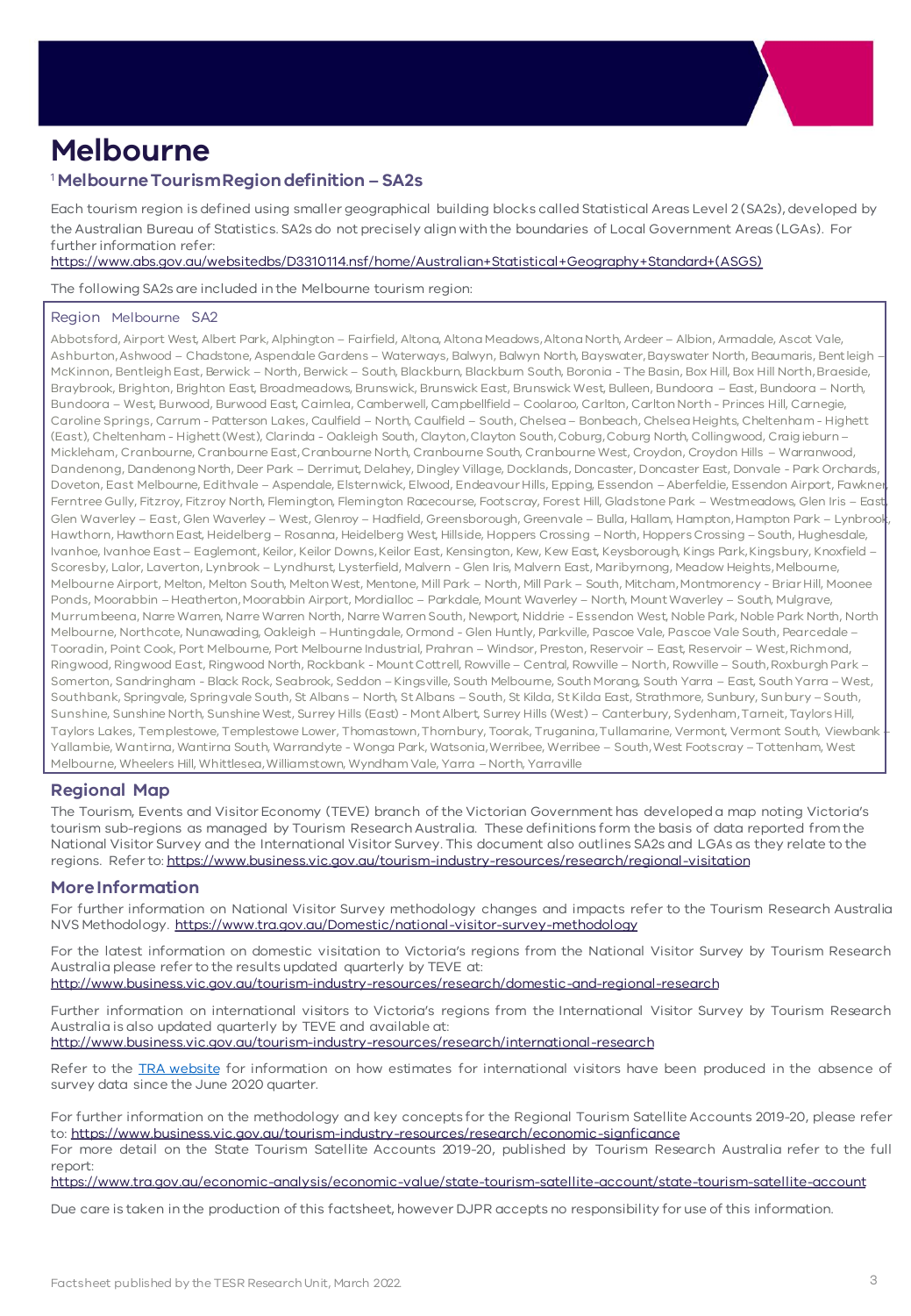# Melbourne

## [1] Melbourne Tourism Region definition – SA2s

Each tourism region is defined using smaller geographical building blocks called Statistical Areas Level 2 (SA2s), developed by the Australian Bureau of Statistics. SA2s do not precisely align with the boundaries of Local Government Areas (LGAs). For further information refer:
https://www.abs.gov.au/websitedbs/D3310114.nsf/home/Australian+Statistical+Geography+Standard+(ASGS)

The following SA2s are included in the Melbourne tourism region:

| Region | Melbourne | SA2 |
|---|---|---|

Abbotsford, Airport West, Albert Park, Alphington – Fairfield, Altona, Altona Meadows, Altona North, Ardeer – Albion, Armadale, Ascot Vale, Ashburton, Ashwood – Chadstone, Aspendale Gardens – Waterways, Balwyn, Balwyn North, Bayswater, Bayswater North, Beaumaris, Bentleigh – McKinnon, Bentleigh East, Berwick – North, Berwick – South, Blackburn, Blackburn South, Boronia - The Basin, Box Hill, Box Hill North, Braeside, Braybrook, Brighton, Brighton East, Broadmeadows, Brunswick, Brunswick East, Brunswick West, Bulleen, Bundoora – East, Bundoora – North, Bundoora – West, Burwood, Burwood East, Cairnlea, Camberwell, Campbellfield – Coolaroo, Carlton, Carlton North - Princes Hill, Carnegie, Caroline Springs, Carrum - Patterson Lakes, Caulfield – North, Caulfield – South, Chelsea – Bonbeach, Chelsea Heights, Cheltenham - Highett (East), Cheltenham - Highett (West), Clarinda - Oakleigh South, Clayton, Clayton South, Coburg, Coburg North, Collingwood, Craigieburn – Mickleham, Cranbourne, Cranbourne East, Cranbourne North, Cranbourne South, Cranbourne West, Croydon, Croydon Hills – Warranwood, Dandenong, Dandenong North, Deer Park – Derrimut, Delahey, Dingley Village, Docklands, Doncaster, Doncaster East, Donvale - Park Orchards, Doveton, East Melbourne, Edithvale – Aspendale, Elsternwick, Elwood, Endeavour Hills, Epping, Essendon – Aberfeldie, Essendon Airport, Fawkner, Ferntree Gully, Fitzroy, Fitzroy North, Flemington, Flemington Racecourse, Footscray, Forest Hill, Gladstone Park – Westmeadows, Glen Iris – East, Glen Waverley – East, Glen Waverley – West, Glenroy – Hadfield, Greensborough, Greenvale – Bulla, Hallam, Hampton, Hampton Park – Lynbrook, Hawthorn, Hawthorn East, Heidelberg – Rosanna, Heidelberg West, Hillside, Hoppers Crossing – North, Hoppers Crossing – South, Hughesdale, Ivanhoe, Ivanhoe East – Eaglemont, Keilor, Keilor Downs, Keilor East, Kensington, Kew, Kew East, Keysborough, Kings Park, Kingsbury, Knoxfield – Scoresby, Lalor, Laverton, Lynbrook – Lyndhurst, Lysterfield, Malvern - Glen Iris, Malvern East, Maribyrnong, Meadow Heights, Melbourne, Melbourne Airport, Melton, Melton South, Melton West, Mentone, Mill Park – North, Mill Park – South, Mitcham, Montmorency - Briar Hill, Moonee Ponds, Moorabbin – Heatherton, Moorabbin Airport, Mordialloc – Parkdale, Mount Waverley – North, Mount Waverley – South, Mulgrave, Murrumbeena, Narre Warren, Narre Warren North, Narre Warren South, Newport, Niddrie - Essendon West, Noble Park, Noble Park North, North Melbourne, Northcote, Nunawading, Oakleigh – Huntingdale, Ormond - Glen Huntly, Parkville, Pascoe Vale, Pascoe Vale South, Pearcedale – Tooradin, Point Cook, Port Melbourne, Port Melbourne Industrial, Prahran – Windsor, Preston, Reservoir – East, Reservoir – West, Richmond, Ringwood, Ringwood East, Ringwood North, Rockbank - Mount Cottrell, Rowville – Central, Rowville – North, Rowville – South, Roxburgh Park – Somerton, Sandringham - Black Rock, Seabrook, Seddon – Kingsville, South Melbourne, South Morang, South Yarra – East, South Yarra – West, Southbank, Springvale, Springvale South, St Albans – North, St Albans – South, St Kilda, St Kilda East, Strathmore, Sunbury, Sunbury – South, Sunshine, Sunshine North, Sunshine West, Surrey Hills (East) - Mont Albert, Surrey Hills (West) – Canterbury, Sydenham, Tarneit, Taylors Hill, Taylors Lakes, Templestowe, Templestowe Lower, Thomastown, Thornbury, Toorak, Truganina, Tullamarine, Vermont, Vermont South, Viewbank – Yallambie, Wantirna, Wantirna South, Warrandyte - Wonga Park, Watsonia, Werribee, Werribee – South, West Footscray – Tottenham, West Melbourne, Wheelers Hill, Whittlesea, Williamstown, Wyndham Vale, Yarra – North, Yarraville

## Regional Map

The Tourism, Events and Visitor Economy (TEVE) branch of the Victorian Government has developed a map noting Victoria's tourism sub-regions as managed by Tourism Research Australia. These definitions form the basis of data reported from the National Visitor Survey and the International Visitor Survey. This document also outlines SA2s and LGAs as they relate to the regions. Refer to: https://www.business.vic.gov.au/tourism-industry-resources/research/regional-visitation

## More Information

For further information on National Visitor Survey methodology changes and impacts refer to the Tourism Research Australia NVS Methodology. https://www.tra.gov.au/Domestic/national-visitor-survey-methodology

For the latest information on domestic visitation to Victoria's regions from the National Visitor Survey by Tourism Research Australia please refer to the results updated quarterly by TEVE at:
http://www.business.vic.gov.au/tourism-industry-resources/research/domestic-and-regional-research

Further information on international visitors to Victoria's regions from the International Visitor Survey by Tourism Research Australia is also updated quarterly by TEVE and available at:
http://www.business.vic.gov.au/tourism-industry-resources/research/international-research

Refer to the TRA website for information on how estimates for international visitors have been produced in the absence of survey data since the June 2020 quarter.

For further information on the methodology and key concepts for the Regional Tourism Satellite Accounts 2019-20, please refer to: https://www.business.vic.gov.au/tourism-industry-resources/research/economic-signficance
For more detail on the State Tourism Satellite Accounts 2019-20, published by Tourism Research Australia refer to the full report:
https://www.tra.gov.au/economic-analysis/economic-value/state-tourism-satellite-account/state-tourism-satellite-account

Due care is taken in the production of this factsheet, however DJPR accepts no responsibility for use of this information.

Factsheet published by the TESR Research Unit, March 2022.